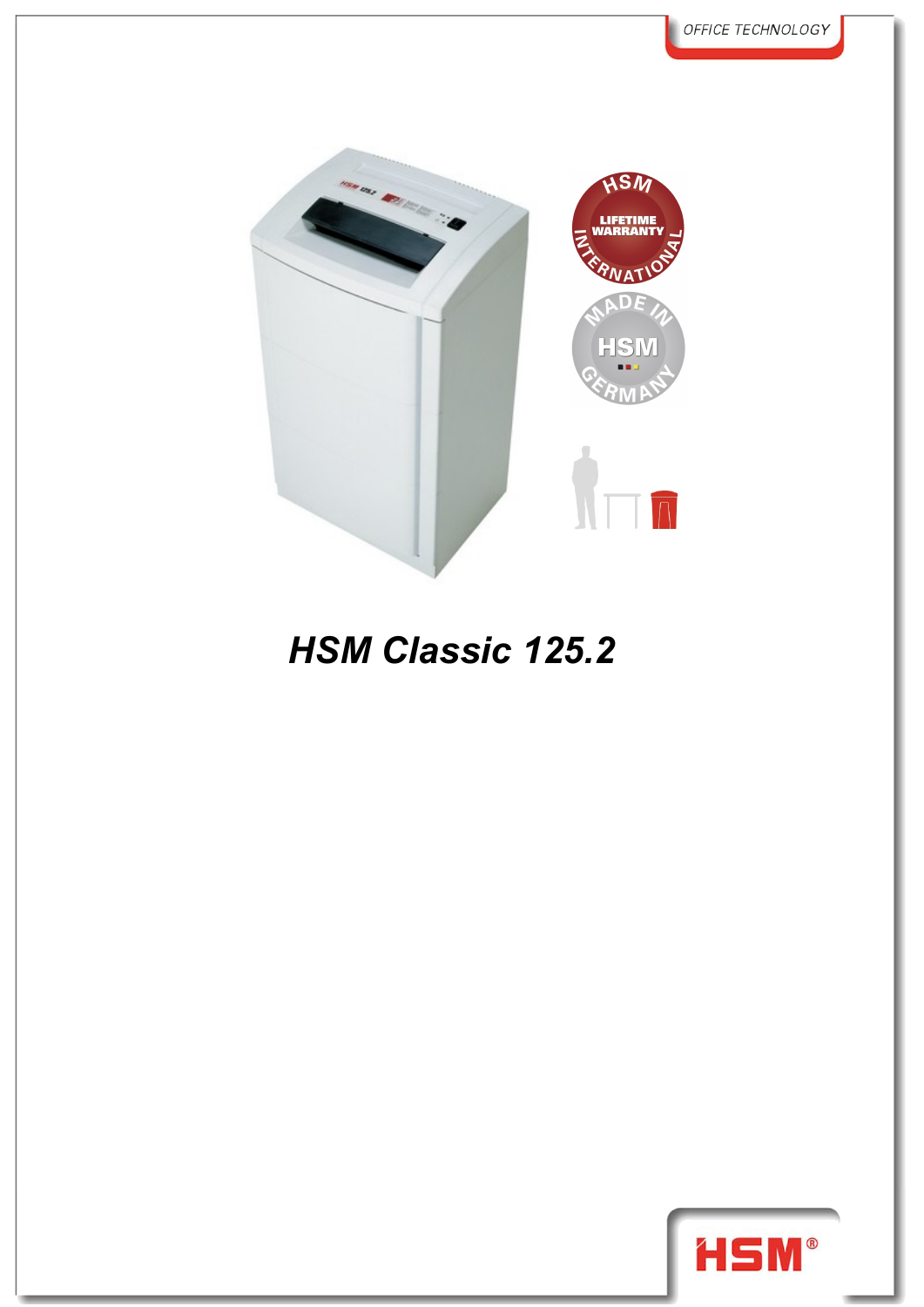# HSM Classic 125.2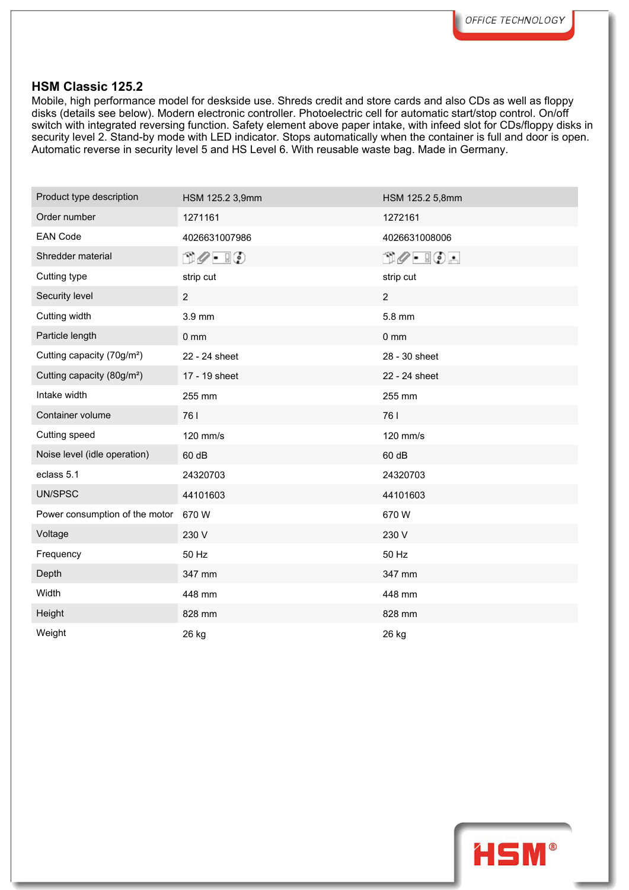## HSM Classic 125.2

Mobile, high performance model for deskside use. Shreds credit and store cards and also CDs as well as floppy disks (details see below). Modern electronic controller. Photoelectric cell for automatic start/stop control. On/off switch with integrated reversing function. Safety element above paper intake, with infeed slot for CDs/floppy disks in security level 2. Stand-by mode with LED indicator. Stops automatically when the container is full and door is open. Automatic reverse in security level 5 and HS Level 6. With reusable waste bag. Made in Germany.

| Product type description | HSM 125.2 3,9mm | HSM 125.2 5,8mm |
|---|---|---|
| Order number | 1271161 | 1272161 |
| EAN Code | 4026631007986 | 4026631008006 |
| Shredder material | | |
| Cutting type | strip cut | strip cut |
| Security level | 2 | 2 |
| Cutting width | 3.9 mm | 5.8 mm |
| Particle length | 0 mm | 0 mm |
| Cutting capacity (70g/m²) | 22 - 24 sheet | 28 - 30 sheet |
| Cutting capacity (80g/m²) | 17 - 19 sheet | 22 - 24 sheet |
| Intake width | 255 mm | 255 mm |
| Container volume | 76 l | 76 l |
| Cutting speed | 120 mm/s | 120 mm/s |
| Noise level (idle operation) | 60 dB | 60 dB |
| eclass 5.1 | 24320703 | 24320703 |
| UN/SPSC | 44101603 | 44101603 |
| Power consumption of the motor | 670 W | 670 W |
| Voltage | 230 V | 230 V |
| Frequency | 50 Hz | 50 Hz |
| Depth | 347 mm | 347 mm |
| Width | 448 mm | 448 mm |
| Height | 828 mm | 828 mm |
| Weight | 26 kg | 26 kg |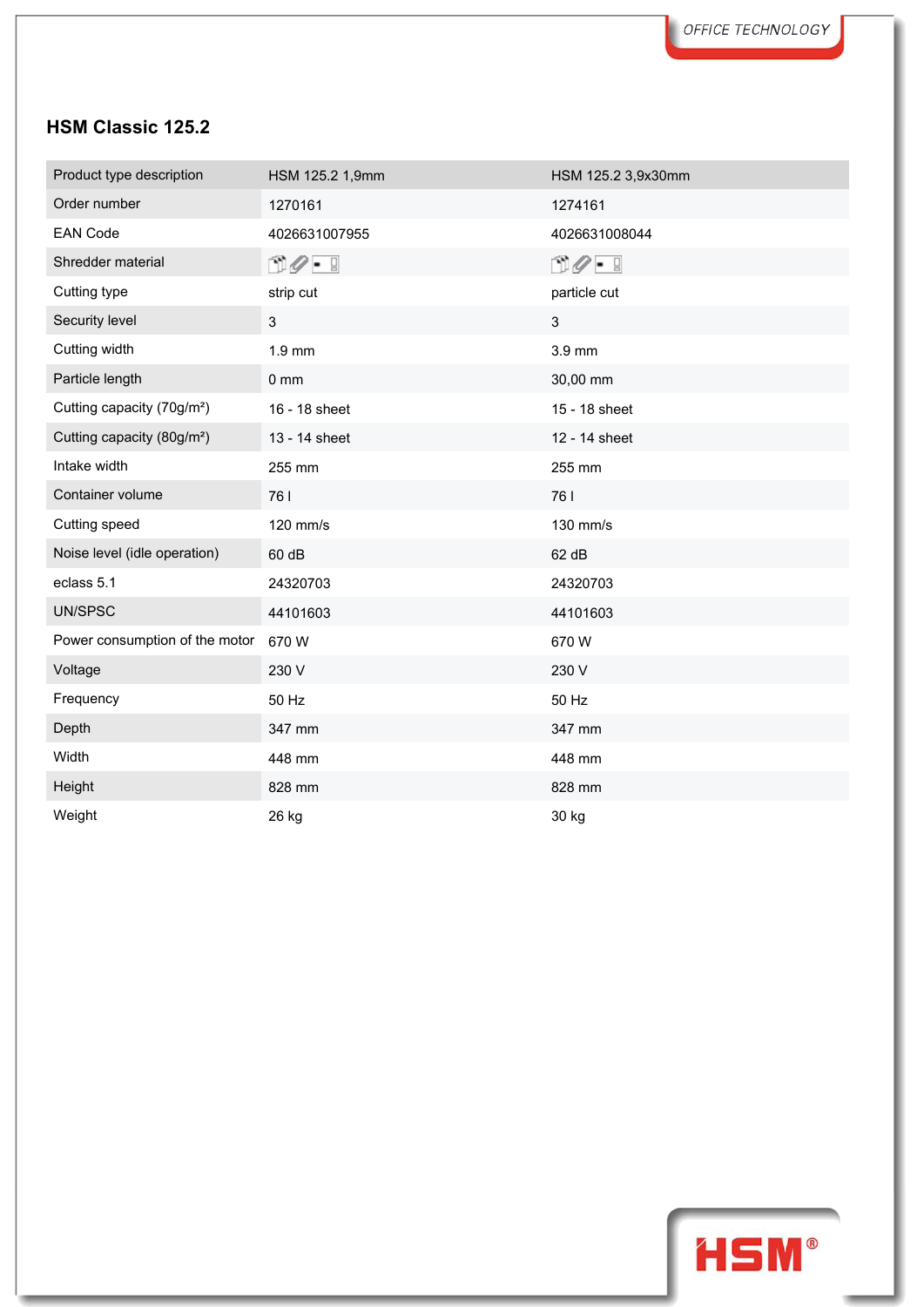## HSM Classic 125.2

| Product type description | HSM 125.2 1,9mm | HSM 125.2 3,9x30mm |
|---|---|---|
| Order number | 1270161 | 1274161 |
| EAN Code | 4026631007955 | 4026631008044 |
| Shredder material | | |
| Cutting type | strip cut | particle cut |
| Security level | 3 | 3 |
| Cutting width | 1.9 mm | 3.9 mm |
| Particle length | 0 mm | 30,00 mm |
| Cutting capacity (70g/m²) | 16 - 18 sheet | 15 - 18 sheet |
| Cutting capacity (80g/m²) | 13 - 14 sheet | 12 - 14 sheet |
| Intake width | 255 mm | 255 mm |
| Container volume | 76 l | 76 l |
| Cutting speed | 120 mm/s | 130 mm/s |
| Noise level (idle operation) | 60 dB | 62 dB |
| eclass 5.1 | 24320703 | 24320703 |
| UN/SPSC | 44101603 | 44101603 |
| Power consumption of the motor | 670 W | 670 W |
| Voltage | 230 V | 230 V |
| Frequency | 50 Hz | 50 Hz |
| Depth | 347 mm | 347 mm |
| Width | 448 mm | 448 mm |
| Height | 828 mm | 828 mm |
| Weight | 26 kg | 30 kg |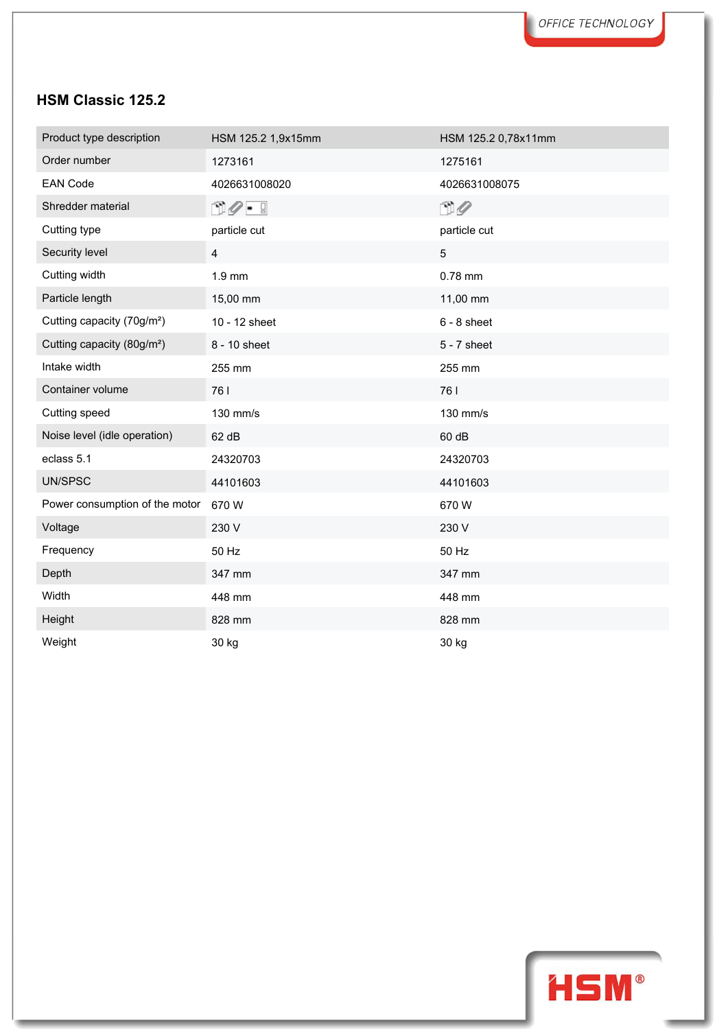## HSM Classic 125.2

| Product type description | HSM 125.2 1,9x15mm | HSM 125.2 0,78x11mm |
|---|---|---|
| Order number | 1273161 | 1275161 |
| EAN Code | 4026631008020 | 4026631008075 |
| Shredder material | | |
| Cutting type | particle cut | particle cut |
| Security level | 4 | 5 |
| Cutting width | 1.9 mm | 0.78 mm |
| Particle length | 15,00 mm | 11,00 mm |
| Cutting capacity (70g/m²) | 10 - 12 sheet | 6 - 8 sheet |
| Cutting capacity (80g/m²) | 8 - 10 sheet | 5 - 7 sheet |
| Intake width | 255 mm | 255 mm |
| Container volume | 76 l | 76 l |
| Cutting speed | 130 mm/s | 130 mm/s |
| Noise level (idle operation) | 62 dB | 60 dB |
| eclass 5.1 | 24320703 | 24320703 |
| UN/SPSC | 44101603 | 44101603 |
| Power consumption of the motor | 670 W | 670 W |
| Voltage | 230 V | 230 V |
| Frequency | 50 Hz | 50 Hz |
| Depth | 347 mm | 347 mm |
| Width | 448 mm | 448 mm |
| Height | 828 mm | 828 mm |
| Weight | 30 kg | 30 kg |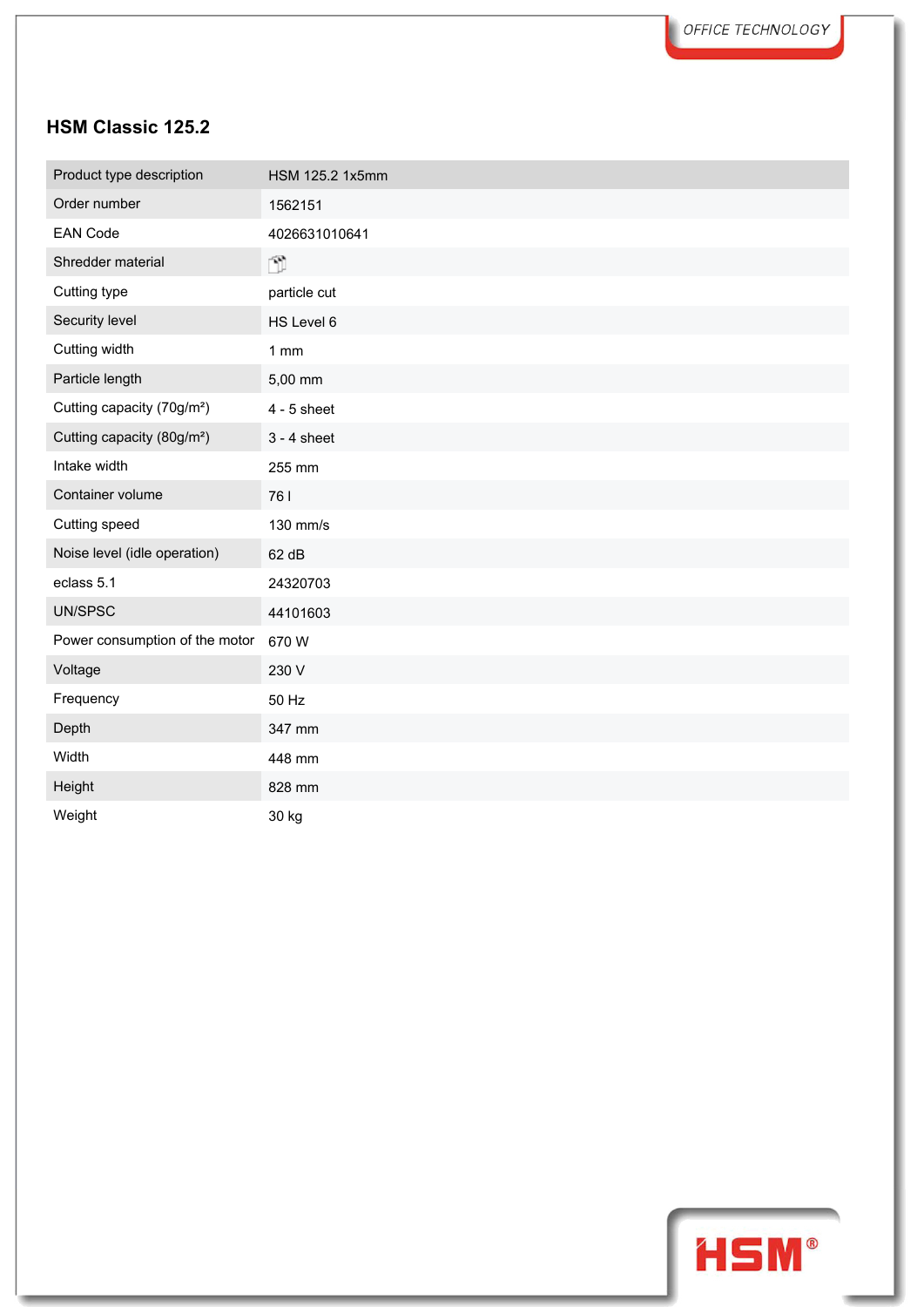## HSM Classic 125.2

| | |
|---|---|
| Product type description | HSM 125.2 1x5mm |
| Order number | 1562151 |
| EAN Code | 4026631010641 |
| Shredder material | |
| Cutting type | particle cut |
| Security level | HS Level 6 |
| Cutting width | 1 mm |
| Particle length | 5,00 mm |
| Cutting capacity (70g/m²) | 4 - 5 sheet |
| Cutting capacity (80g/m²) | 3 - 4 sheet |
| Intake width | 255 mm |
| Container volume | 76 l |
| Cutting speed | 130 mm/s |
| Noise level (idle operation) | 62 dB |
| eclass 5.1 | 24320703 |
| UN/SPSC | 44101603 |
| Power consumption of the motor | 670 W |
| Voltage | 230 V |
| Frequency | 50 Hz |
| Depth | 347 mm |
| Width | 448 mm |
| Height | 828 mm |
| Weight | 30 kg |